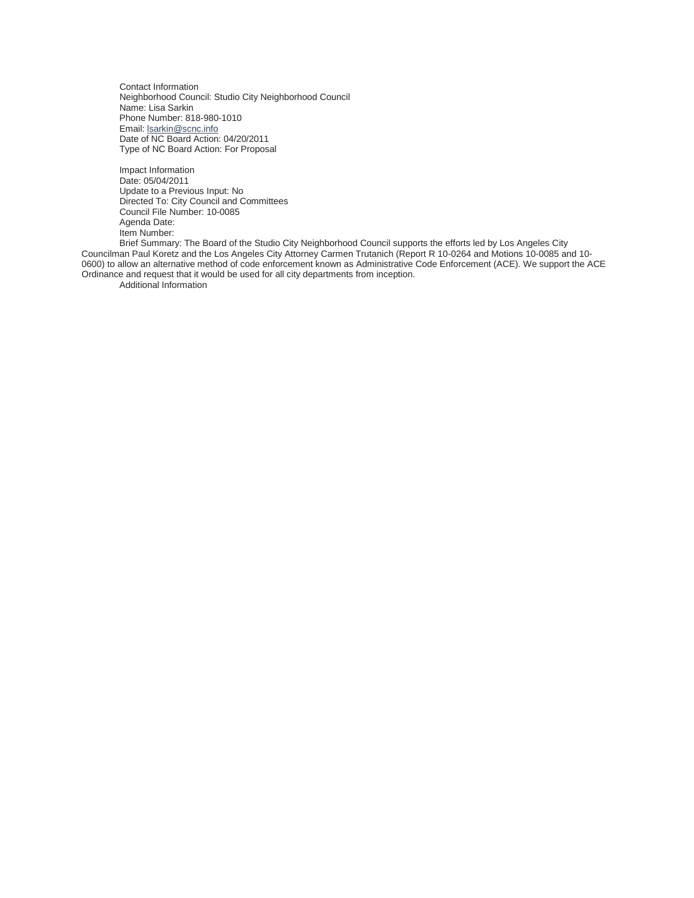Contact Information
Neighborhood Council: Studio City Neighborhood Council
Name: Lisa Sarkin
Phone Number: 818-980-1010
Email: lsarkin@scnc.info
Date of NC Board Action: 04/20/2011
Type of NC Board Action: For Proposal

Impact Information
Date: 05/04/2011
Update to a Previous Input: No
Directed To: City Council and Committees
Council File Number: 10-0085
Agenda Date:
Item Number:
Brief Summary: The Board of the Studio City Neighborhood Council supports the efforts led by Los Angeles City Councilman Paul Koretz and the Los Angeles City Attorney Carmen Trutanich (Report R 10-0264 and Motions 10-0085 and 10-0600) to allow an alternative method of code enforcement known as Administrative Code Enforcement (ACE). We support the ACE Ordinance and request that it would be used for all city departments from inception.
Additional Information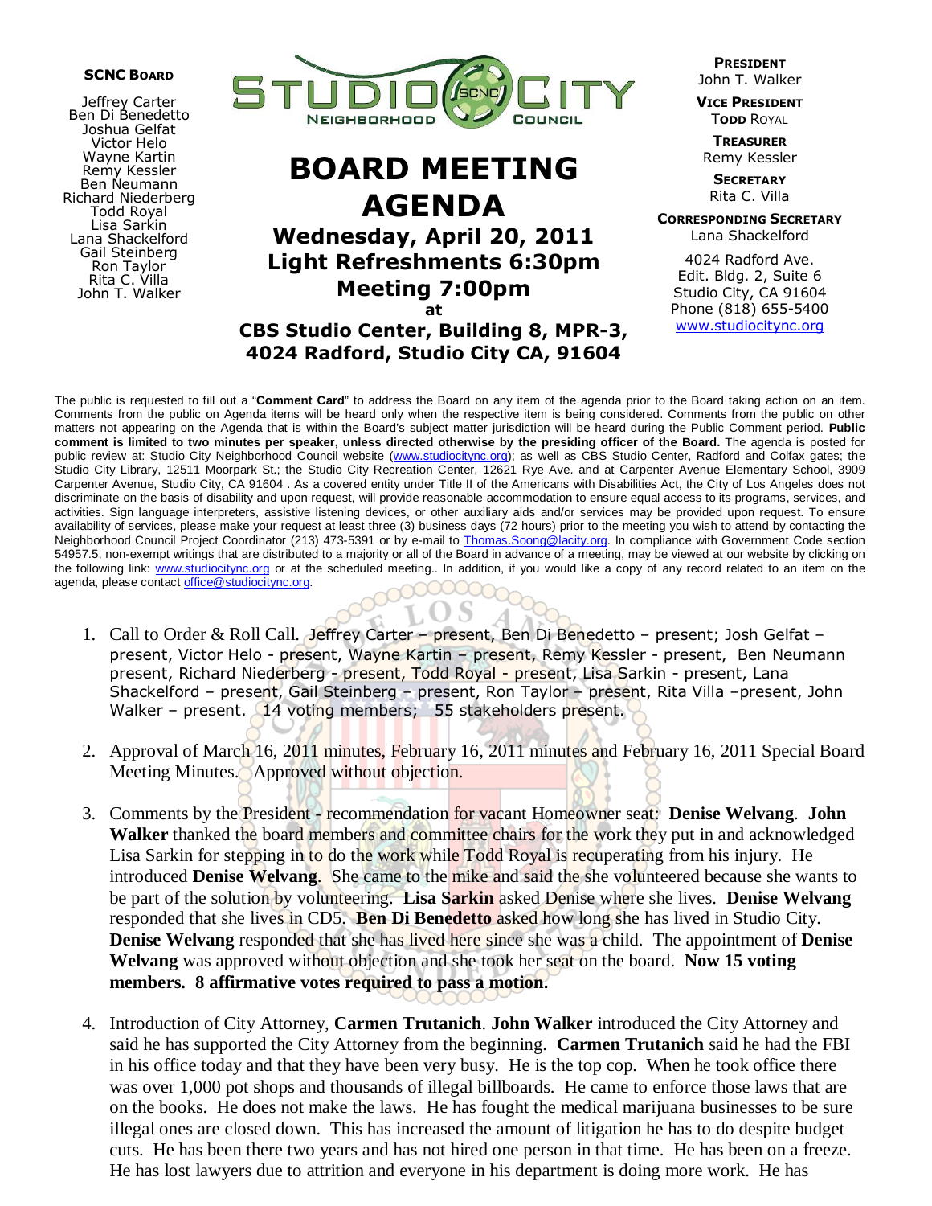**SCNC Board**

Jeffrey Carter
Ben Di Benedetto
Joshua Gelfat
Victor Helo
Wayne Kartin
Remy Kessler
Ben Neumann
Richard Niederberg
Todd Royal
Lisa Sarkin
Lana Shackelford
Gail Steinberg
Ron Taylor
Rita C. Villa
John T. Walker

STUDIO CITY NEIGHBORHOOD COUNCIL

# BOARD MEETING AGENDA

## Wednesday, April 20, 2011
## Light Refreshments 6:30pm
## Meeting 7:00pm

at

**CBS Studio Center, Building 8, MPR-3, 4024 Radford, Studio City CA, 91604**

**President**
John T. Walker

**Vice President**
Todd Royal

**Treasurer**
Remy Kessler

**Secretary**
Rita C. Villa

**Corresponding Secretary**
Lana Shackelford

4024 Radford Ave.
Edit. Bldg. 2, Suite 6
Studio City, CA 91604
Phone (818) 655-5400
www.studiocitync.org

The public is requested to fill out a "**Comment Card**" to address the Board on any item of the agenda prior to the Board taking action on an item. Comments from the public on Agenda items will be heard only when the respective item is being considered. Comments from the public on other matters not appearing on the Agenda that is within the Board's subject matter jurisdiction will be heard during the Public Comment period. **Public comment is limited to two minutes per speaker, unless directed otherwise by the presiding officer of the Board.** The agenda is posted for public review at: Studio City Neighborhood Council website (www.studiocitync.org); as well as CBS Studio Center, Radford and Colfax gates; the Studio City Library, 12511 Moorpark St.; the Studio City Recreation Center, 12621 Rye Ave. and at Carpenter Avenue Elementary School, 3909 Carpenter Avenue, Studio City, CA 91604 . As a covered entity under Title II of the Americans with Disabilities Act, the City of Los Angeles does not discriminate on the basis of disability and upon request, will provide reasonable accommodation to ensure equal access to its programs, services, and activities. Sign language interpreters, assistive listening devices, or other auxiliary aids and/or services may be provided upon request. To ensure availability of services, please make your request at least three (3) business days (72 hours) prior to the meeting you wish to attend by contacting the Neighborhood Council Project Coordinator (213) 473-5391 or by e-mail to Thomas.Soong@lacity.org. In compliance with Government Code section 54957.5, non-exempt writings that are distributed to a majority or all of the Board in advance of a meeting, may be viewed at our website by clicking on the following link: www.studiocitync.org or at the scheduled meeting.. In addition, if you would like a copy of any record related to an item on the agenda, please contact office@studiocitync.org.

1. Call to Order & Roll Call. Jeffrey Carter – present, Ben Di Benedetto – present; Josh Gelfat – present, Victor Helo - present, Wayne Kartin – present, Remy Kessler - present, Ben Neumann present, Richard Niederberg - present, Todd Royal - present, Lisa Sarkin - present, Lana Shackelford – present, Gail Steinberg – present, Ron Taylor – present, Rita Villa –present, John Walker – present. 14 voting members; 55 stakeholders present.

2. Approval of March 16, 2011 minutes, February 16, 2011 minutes and February 16, 2011 Special Board Meeting Minutes. Approved without objection.

3. Comments by the President - recommendation for vacant Homeowner seat: **Denise Welvang**. **John Walker** thanked the board members and committee chairs for the work they put in and acknowledged Lisa Sarkin for stepping in to do the work while Todd Royal is recuperating from his injury. He introduced **Denise Welvang**. She came to the mike and said the she volunteered because she wants to be part of the solution by volunteering. **Lisa Sarkin** asked Denise where she lives. **Denise Welvang** responded that she lives in CD5. **Ben Di Benedetto** asked how long she has lived in Studio City. **Denise Welvang** responded that she has lived here since she was a child. The appointment of **Denise Welvang** was approved without objection and she took her seat on the board. **Now 15 voting members. 8 affirmative votes required to pass a motion.**

4. Introduction of City Attorney, **Carmen Trutanich**. **John Walker** introduced the City Attorney and said he has supported the City Attorney from the beginning. **Carmen Trutanich** said he had the FBI in his office today and that they have been very busy. He is the top cop. When he took office there was over 1,000 pot shops and thousands of illegal billboards. He came to enforce those laws that are on the books. He does not make the laws. He has fought the medical marijuana businesses to be sure illegal ones are closed down. This has increased the amount of litigation he has to do despite budget cuts. He has been there two years and has not hired one person in that time. He has been on a freeze. He has lost lawyers due to attrition and everyone in his department is doing more work. He has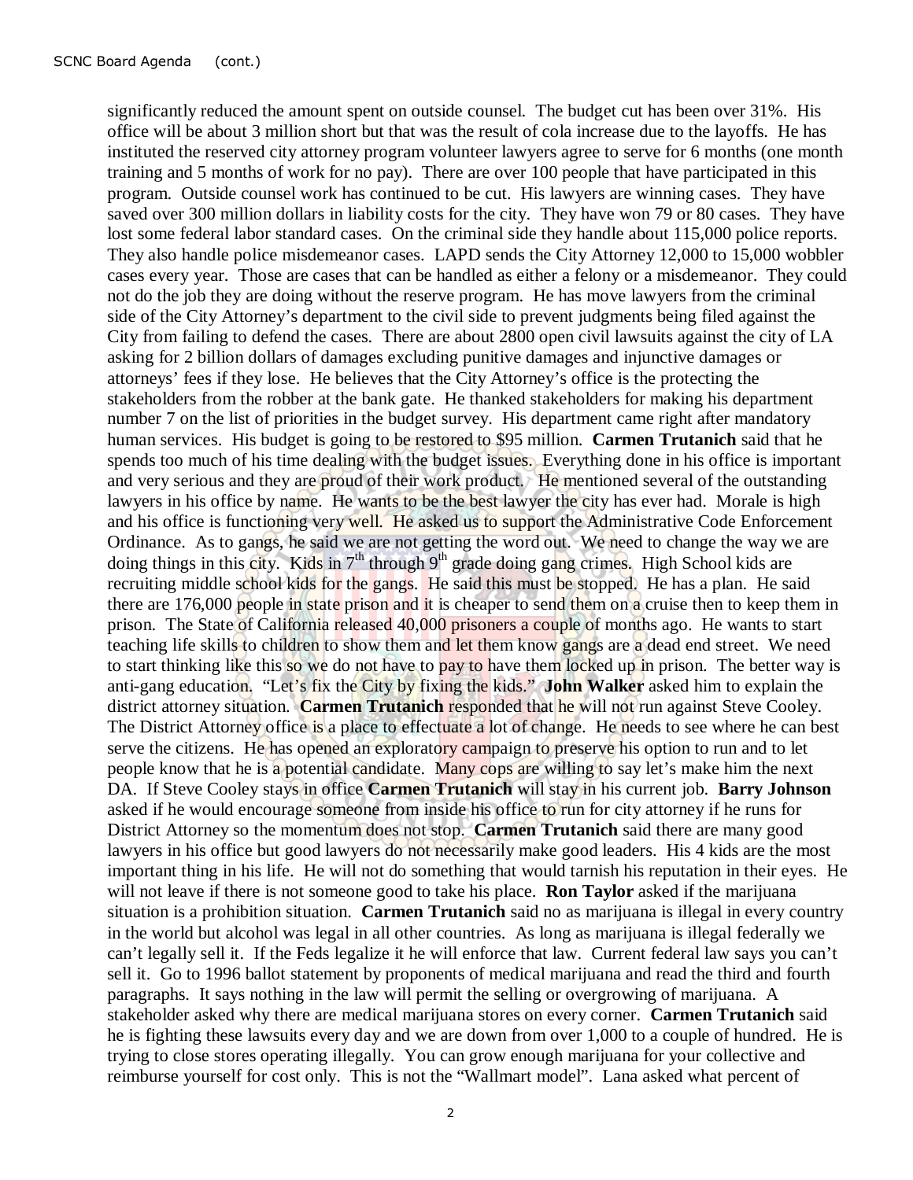significantly reduced the amount spent on outside counsel. The budget cut has been over 31%. His office will be about 3 million short but that was the result of cola increase due to the layoffs. He has instituted the reserved city attorney program volunteer lawyers agree to serve for 6 months (one month training and 5 months of work for no pay). There are over 100 people that have participated in this program. Outside counsel work has continued to be cut. His lawyers are winning cases. They have saved over 300 million dollars in liability costs for the city. They have won 79 or 80 cases. They have lost some federal labor standard cases. On the criminal side they handle about 115,000 police reports. They also handle police misdemeanor cases. LAPD sends the City Attorney 12,000 to 15,000 wobbler cases every year. Those are cases that can be handled as either a felony or a misdemeanor. They could not do the job they are doing without the reserve program. He has move lawyers from the criminal side of the City Attorney's department to the civil side to prevent judgments being filed against the City from failing to defend the cases. There are about 2800 open civil lawsuits against the city of LA asking for 2 billion dollars of damages excluding punitive damages and injunctive damages or attorneys' fees if they lose. He believes that the City Attorney's office is the protecting the stakeholders from the robber at the bank gate. He thanked stakeholders for making his department number 7 on the list of priorities in the budget survey. His department came right after mandatory human services. His budget is going to be restored to $95 million. **Carmen Trutanich** said that he spends too much of his time dealing with the budget issues. Everything done in his office is important and very serious and they are proud of their work product. He mentioned several of the outstanding lawyers in his office by name. He wants to be the best lawyer the city has ever had. Morale is high and his office is functioning very well. He asked us to support the Administrative Code Enforcement Ordinance. As to gangs, he said we are not getting the word out. We need to change the way we are doing things in this city. Kids in 7th through 9th grade doing gang crimes. High School kids are recruiting middle school kids for the gangs. He said this must be stopped. He has a plan. He said there are 176,000 people in state prison and it is cheaper to send them on a cruise then to keep them in prison. The State of California released 40,000 prisoners a couple of months ago. He wants to start teaching life skills to children to show them and let them know gangs are a dead end street. We need to start thinking like this so we do not have to pay to have them locked up in prison. The better way is anti-gang education. "Let's fix the City by fixing the kids." **John Walker** asked him to explain the district attorney situation. **Carmen Trutanich** responded that he will not run against Steve Cooley. The District Attorney office is a place to effectuate a lot of change. He needs to see where he can best serve the citizens. He has opened an exploratory campaign to preserve his option to run and to let people know that he is a potential candidate. Many cops are willing to say let's make him the next DA. If Steve Cooley stays in office **Carmen Trutanich** will stay in his current job. **Barry Johnson** asked if he would encourage someone from inside his office to run for city attorney if he runs for District Attorney so the momentum does not stop. **Carmen Trutanich** said there are many good lawyers in his office but good lawyers do not necessarily make good leaders. His 4 kids are the most important thing in his life. He will not do something that would tarnish his reputation in their eyes. He will not leave if there is not someone good to take his place. **Ron Taylor** asked if the marijuana situation is a prohibition situation. **Carmen Trutanich** said no as marijuana is illegal in every country in the world but alcohol was legal in all other countries. As long as marijuana is illegal federally we can't legally sell it. If the Feds legalize it he will enforce that law. Current federal law says you can't sell it. Go to 1996 ballot statement by proponents of medical marijuana and read the third and fourth paragraphs. It says nothing in the law will permit the selling or overgrowing of marijuana. A stakeholder asked why there are medical marijuana stores on every corner. **Carmen Trutanich** said he is fighting these lawsuits every day and we are down from over 1,000 to a couple of hundred. He is trying to close stores operating illegally. You can grow enough marijuana for your collective and reimburse yourself for cost only. This is not the "Wallmart model". Lana asked what percent of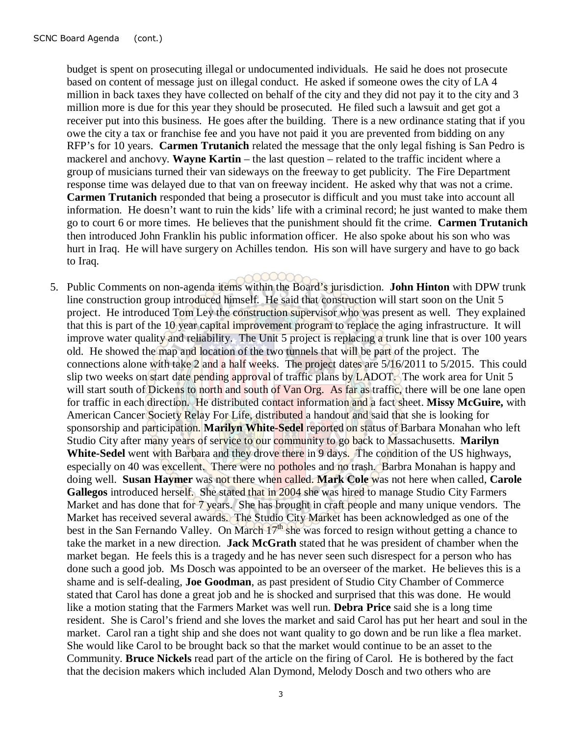budget is spent on prosecuting illegal or undocumented individuals. He said he does not prosecute based on content of message just on illegal conduct. He asked if someone owes the city of LA 4 million in back taxes they have collected on behalf of the city and they did not pay it to the city and 3 million more is due for this year they should be prosecuted. He filed such a lawsuit and get got a receiver put into this business. He goes after the building. There is a new ordinance stating that if you owe the city a tax or franchise fee and you have not paid it you are prevented from bidding on any RFP's for 10 years. **Carmen Trutanich** related the message that the only legal fishing is San Pedro is mackerel and anchovy. **Wayne Kartin** – the last question – related to the traffic incident where a group of musicians turned their van sideways on the freeway to get publicity. The Fire Department response time was delayed due to that van on freeway incident. He asked why that was not a crime. **Carmen Trutanich** responded that being a prosecutor is difficult and you must take into account all information. He doesn't want to ruin the kids' life with a criminal record; he just wanted to make them go to court 6 or more times. He believes that the punishment should fit the crime. **Carmen Trutanich** then introduced John Franklin his public information officer. He also spoke about his son who was hurt in Iraq. He will have surgery on Achilles tendon. His son will have surgery and have to go back to Iraq.

5. Public Comments on non-agenda items within the Board's jurisdiction. **John Hinton** with DPW trunk line construction group introduced himself. He said that construction will start soon on the Unit 5 project. He introduced Tom Ley the construction supervisor who was present as well. They explained that this is part of the 10 year capital improvement program to replace the aging infrastructure. It will improve water quality and reliability. The Unit 5 project is replacing a trunk line that is over 100 years old. He showed the map and location of the two tunnels that will be part of the project. The connections alone with take 2 and a half weeks. The project dates are 5/16/2011 to 5/2015. This could slip two weeks on start date pending approval of traffic plans by LADOT. The work area for Unit 5 will start south of Dickens to north and south of Van Org. As far as traffic, there will be one lane open for traffic in each direction. He distributed contact information and a fact sheet. **Missy McGuire,** with American Cancer Society Relay For Life, distributed a handout and said that she is looking for sponsorship and participation. **Marilyn White-Sedel** reported on status of Barbara Monahan who left Studio City after many years of service to our community to go back to Massachusetts. **Marilyn White-Sedel** went with Barbara and they drove there in 9 days. The condition of the US highways, especially on 40 was excellent. There were no potholes and no trash. Barbra Monahan is happy and doing well. **Susan Haymer** was not there when called. **Mark Cole** was not here when called, **Carole Gallegos** introduced herself. She stated that in 2004 she was hired to manage Studio City Farmers Market and has done that for 7 years. She has brought in craft people and many unique vendors. The Market has received several awards. The Studio City Market has been acknowledged as one of the best in the San Fernando Valley. On March 17th she was forced to resign without getting a chance to take the market in a new direction. **Jack McGrath** stated that he was president of chamber when the market began. He feels this is a tragedy and he has never seen such disrespect for a person who has done such a good job. Ms Dosch was appointed to be an overseer of the market. He believes this is a shame and is self-dealing, **Joe Goodman**, as past president of Studio City Chamber of Commerce stated that Carol has done a great job and he is shocked and surprised that this was done. He would like a motion stating that the Farmers Market was well run. **Debra Price** said she is a long time resident. She is Carol's friend and she loves the market and said Carol has put her heart and soul in the market. Carol ran a tight ship and she does not want quality to go down and be run like a flea market. She would like Carol to be brought back so that the market would continue to be an asset to the Community. **Bruce Nickels** read part of the article on the firing of Carol. He is bothered by the fact that the decision makers which included Alan Dymond, Melody Dosch and two others who are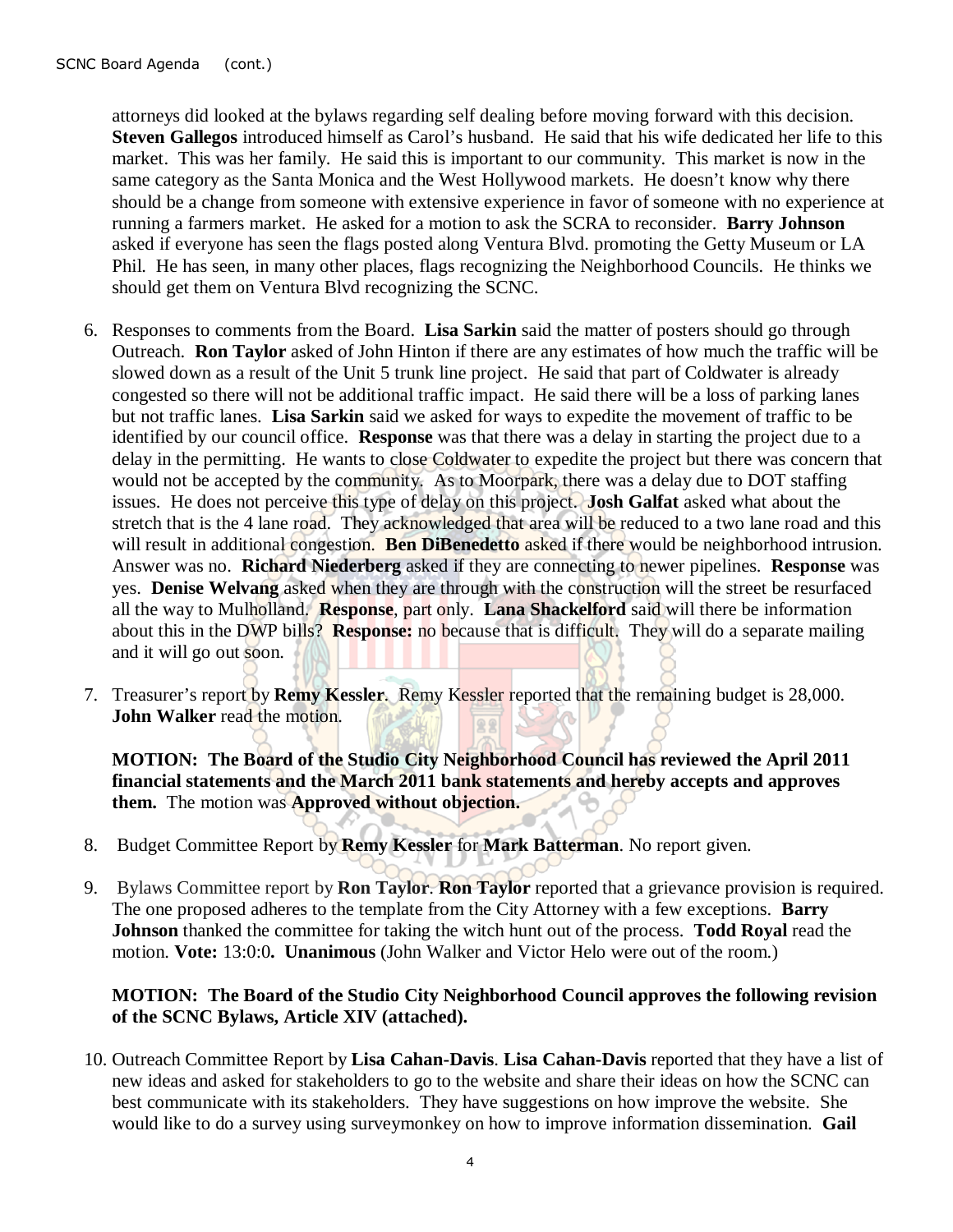attorneys did looked at the bylaws regarding self dealing before moving forward with this decision. **Steven Gallegos** introduced himself as Carol's husband. He said that his wife dedicated her life to this market. This was her family. He said this is important to our community. This market is now in the same category as the Santa Monica and the West Hollywood markets. He doesn't know why there should be a change from someone with extensive experience in favor of someone with no experience at running a farmers market. He asked for a motion to ask the SCRA to reconsider. **Barry Johnson** asked if everyone has seen the flags posted along Ventura Blvd. promoting the Getty Museum or LA Phil. He has seen, in many other places, flags recognizing the Neighborhood Councils. He thinks we should get them on Ventura Blvd recognizing the SCNC.

6. Responses to comments from the Board. **Lisa Sarkin** said the matter of posters should go through Outreach. **Ron Taylor** asked of John Hinton if there are any estimates of how much the traffic will be slowed down as a result of the Unit 5 trunk line project. He said that part of Coldwater is already congested so there will not be additional traffic impact. He said there will be a loss of parking lanes but not traffic lanes. **Lisa Sarkin** said we asked for ways to expedite the movement of traffic to be identified by our council office. **Response** was that there was a delay in starting the project due to a delay in the permitting. He wants to close Coldwater to expedite the project but there was concern that would not be accepted by the community. As to Moorpark, there was a delay due to DOT staffing issues. He does not perceive this type of delay on this project. **Josh Galfat** asked what about the stretch that is the 4 lane road. They acknowledged that area will be reduced to a two lane road and this will result in additional congestion. **Ben DiBenedetto** asked if there would be neighborhood intrusion. Answer was no. **Richard Niederberg** asked if they are connecting to newer pipelines. **Response** was yes. **Denise Welvang** asked when they are through with the construction will the street be resurfaced all the way to Mulholland. **Response**, part only. **Lana Shackelford** said will there be information about this in the DWP bills? **Response:** no because that is difficult. They will do a separate mailing and it will go out soon.

7. Treasurer's report by **Remy Kessler**. Remy Kessler reported that the remaining budget is 28,000. **John Walker** read the motion.

   **MOTION: The Board of the Studio City Neighborhood Council has reviewed the April 2011 financial statements and the March 2011 bank statements and hereby accepts and approves them.** The motion was **Approved without objection.**

8. Budget Committee Report by **Remy Kessler** for **Mark Batterman**. No report given.

9. Bylaws Committee report by **Ron Taylor**. **Ron Taylor** reported that a grievance provision is required. The one proposed adheres to the template from the City Attorney with a few exceptions. **Barry Johnson** thanked the committee for taking the witch hunt out of the process. **Todd Royal** read the motion. **Vote:** 13:0:0**. Unanimous** (John Walker and Victor Helo were out of the room.)

   **MOTION: The Board of the Studio City Neighborhood Council approves the following revision of the SCNC Bylaws, Article XIV (attached).**

10. Outreach Committee Report by **Lisa Cahan-Davis**. **Lisa Cahan-Davis** reported that they have a list of new ideas and asked for stakeholders to go to the website and share their ideas on how the SCNC can best communicate with its stakeholders. They have suggestions on how improve the website. She would like to do a survey using surveymonkey on how to improve information dissemination. **Gail**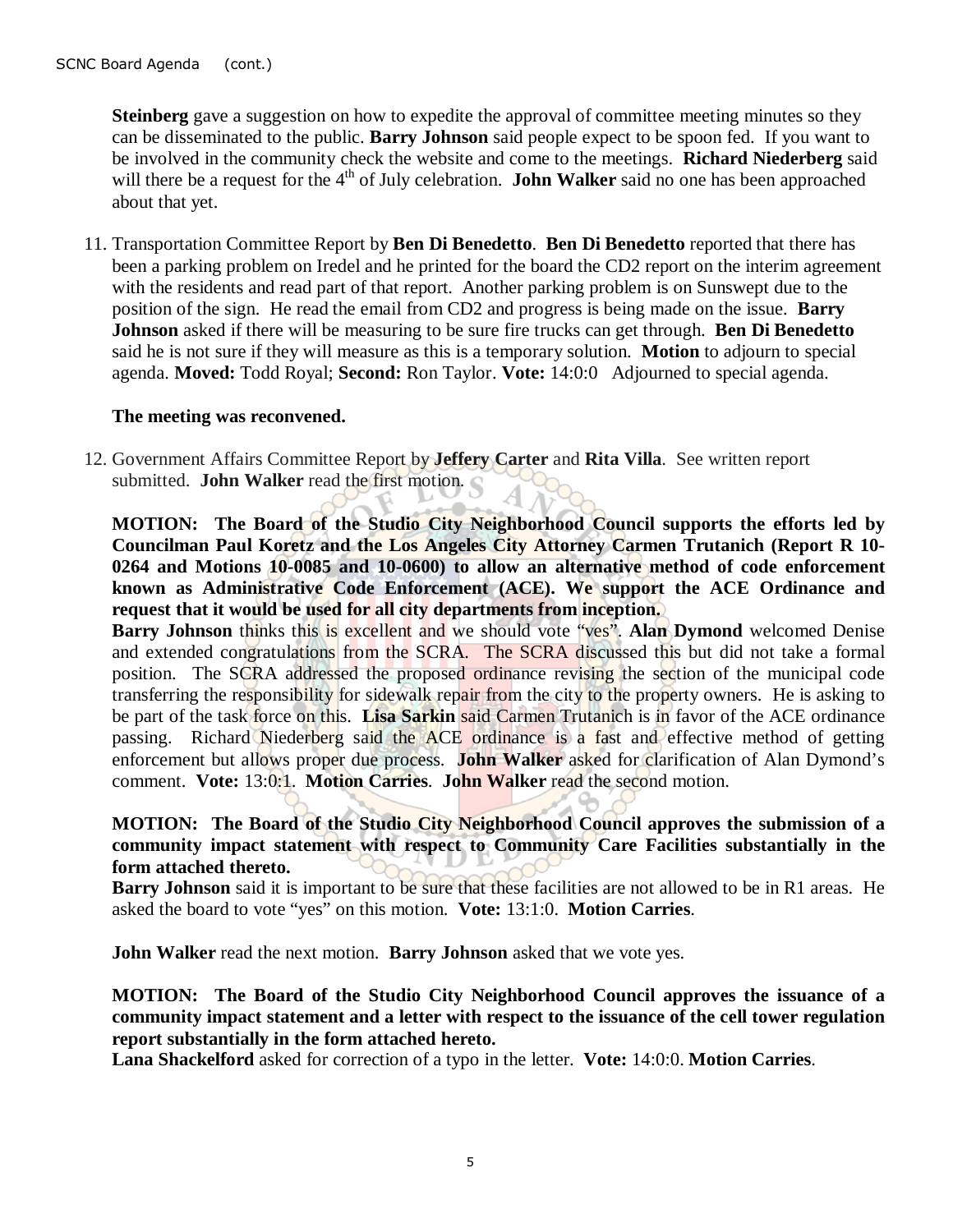**Steinberg** gave a suggestion on how to expedite the approval of committee meeting minutes so they can be disseminated to the public. **Barry Johnson** said people expect to be spoon fed. If you want to be involved in the community check the website and come to the meetings. **Richard Niederberg** said will there be a request for the 4th of July celebration. **John Walker** said no one has been approached about that yet.

11. Transportation Committee Report by **Ben Di Benedetto**. **Ben Di Benedetto** reported that there has been a parking problem on Iredel and he printed for the board the CD2 report on the interim agreement with the residents and read part of that report. Another parking problem is on Sunswept due to the position of the sign. He read the email from CD2 and progress is being made on the issue. **Barry Johnson** asked if there will be measuring to be sure fire trucks can get through. **Ben Di Benedetto** said he is not sure if they will measure as this is a temporary solution. **Motion** to adjourn to special agenda. **Moved:** Todd Royal; **Second:** Ron Taylor. **Vote:** 14:0:0 Adjourned to special agenda.

**The meeting was reconvened.**

12. Government Affairs Committee Report by **Jeffery Carter** and **Rita Villa**. See written report submitted. **John Walker** read the first motion.

**MOTION: The Board of the Studio City Neighborhood Council supports the efforts led by Councilman Paul Koretz and the Los Angeles City Attorney Carmen Trutanich (Report R 10-0264 and Motions 10-0085 and 10-0600) to allow an alternative method of code enforcement known as Administrative Code Enforcement (ACE). We support the ACE Ordinance and request that it would be used for all city departments from inception.**

**Barry Johnson** thinks this is excellent and we should vote "yes". **Alan Dymond** welcomed Denise and extended congratulations from the SCRA. The SCRA discussed this but did not take a formal position. The SCRA addressed the proposed ordinance revising the section of the municipal code transferring the responsibility for sidewalk repair from the city to the property owners. He is asking to be part of the task force on this. **Lisa Sarkin** said Carmen Trutanich is in favor of the ACE ordinance passing. Richard Niederberg said the ACE ordinance is a fast and effective method of getting enforcement but allows proper due process. **John Walker** asked for clarification of Alan Dymond's comment. **Vote:** 13:0:1. **Motion Carries**. **John Walker** read the second motion.

**MOTION: The Board of the Studio City Neighborhood Council approves the submission of a community impact statement with respect to Community Care Facilities substantially in the form attached thereto.**

**Barry Johnson** said it is important to be sure that these facilities are not allowed to be in R1 areas. He asked the board to vote "yes" on this motion. **Vote:** 13:1:0. **Motion Carries**.

**John Walker** read the next motion. **Barry Johnson** asked that we vote yes.

**MOTION: The Board of the Studio City Neighborhood Council approves the issuance of a community impact statement and a letter with respect to the issuance of the cell tower regulation report substantially in the form attached hereto.**

**Lana Shackelford** asked for correction of a typo in the letter. **Vote:** 14:0:0. **Motion Carries**.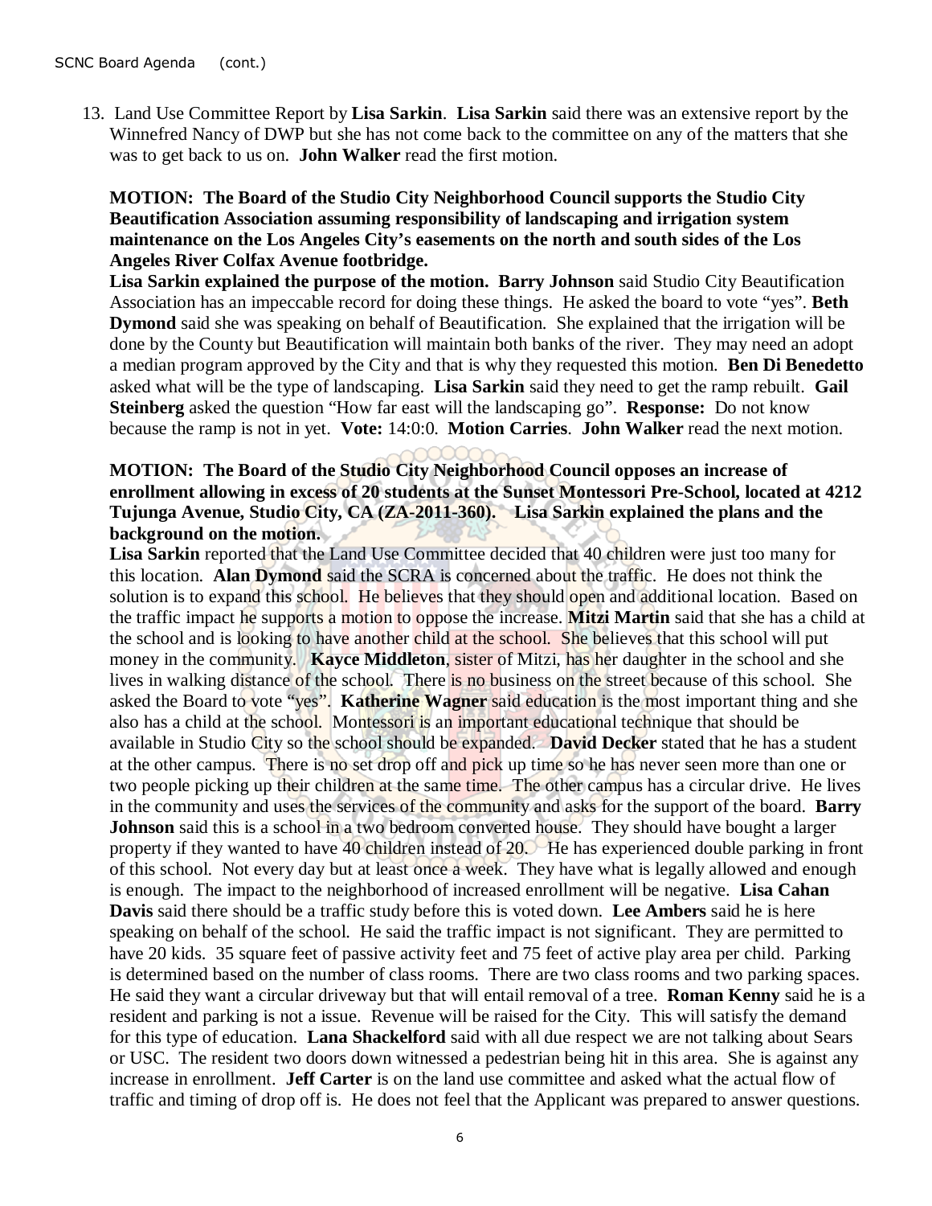13. Land Use Committee Report by **Lisa Sarkin**. **Lisa Sarkin** said there was an extensive report by the Winnefred Nancy of DWP but she has not come back to the committee on any of the matters that she was to get back to us on. **John Walker** read the first motion.

**MOTION: The Board of the Studio City Neighborhood Council supports the Studio City Beautification Association assuming responsibility of landscaping and irrigation system maintenance on the Los Angeles City's easements on the north and south sides of the Los Angeles River Colfax Avenue footbridge.**
**Lisa Sarkin explained the purpose of the motion. Barry Johnson** said Studio City Beautification Association has an impeccable record for doing these things. He asked the board to vote "yes". **Beth Dymond** said she was speaking on behalf of Beautification. She explained that the irrigation will be done by the County but Beautification will maintain both banks of the river. They may need an adopt a median program approved by the City and that is why they requested this motion. **Ben Di Benedetto** asked what will be the type of landscaping. **Lisa Sarkin** said they need to get the ramp rebuilt. **Gail Steinberg** asked the question "How far east will the landscaping go". **Response:** Do not know because the ramp is not in yet. **Vote:** 14:0:0. **Motion Carries**. **John Walker** read the next motion.

**MOTION: The Board of the Studio City Neighborhood Council opposes an increase of enrollment allowing in excess of 20 students at the Sunset Montessori Pre-School, located at 4212 Tujunga Avenue, Studio City, CA (ZA-2011-360). Lisa Sarkin explained the plans and the background on the motion.**
**Lisa Sarkin** reported that the Land Use Committee decided that 40 children were just too many for this location. **Alan Dymond** said the SCRA is concerned about the traffic. He does not think the solution is to expand this school. He believes that they should open and additional location. Based on the traffic impact he supports a motion to oppose the increase. **Mitzi Martin** said that she has a child at the school and is looking to have another child at the school. She believes that this school will put money in the community. **Kayce Middleton**, sister of Mitzi, has her daughter in the school and she lives in walking distance of the school. There is no business on the street because of this school. She asked the Board to vote "yes". **Katherine Wagner** said education is the most important thing and she also has a child at the school. Montessori is an important educational technique that should be available in Studio City so the school should be expanded. **David Decker** stated that he has a student at the other campus. There is no set drop off and pick up time so he has never seen more than one or two people picking up their children at the same time. The other campus has a circular drive. He lives in the community and uses the services of the community and asks for the support of the board. **Barry Johnson** said this is a school in a two bedroom converted house. They should have bought a larger property if they wanted to have 40 children instead of 20. He has experienced double parking in front of this school. Not every day but at least once a week. They have what is legally allowed and enough is enough. The impact to the neighborhood of increased enrollment will be negative. **Lisa Cahan Davis** said there should be a traffic study before this is voted down. **Lee Ambers** said he is here speaking on behalf of the school. He said the traffic impact is not significant. They are permitted to have 20 kids. 35 square feet of passive activity feet and 75 feet of active play area per child. Parking is determined based on the number of class rooms. There are two class rooms and two parking spaces. He said they want a circular driveway but that will entail removal of a tree. **Roman Kenny** said he is a resident and parking is not a issue. Revenue will be raised for the City. This will satisfy the demand for this type of education. **Lana Shackelford** said with all due respect we are not talking about Sears or USC. The resident two doors down witnessed a pedestrian being hit in this area. She is against any increase in enrollment. **Jeff Carter** is on the land use committee and asked what the actual flow of traffic and timing of drop off is. He does not feel that the Applicant was prepared to answer questions.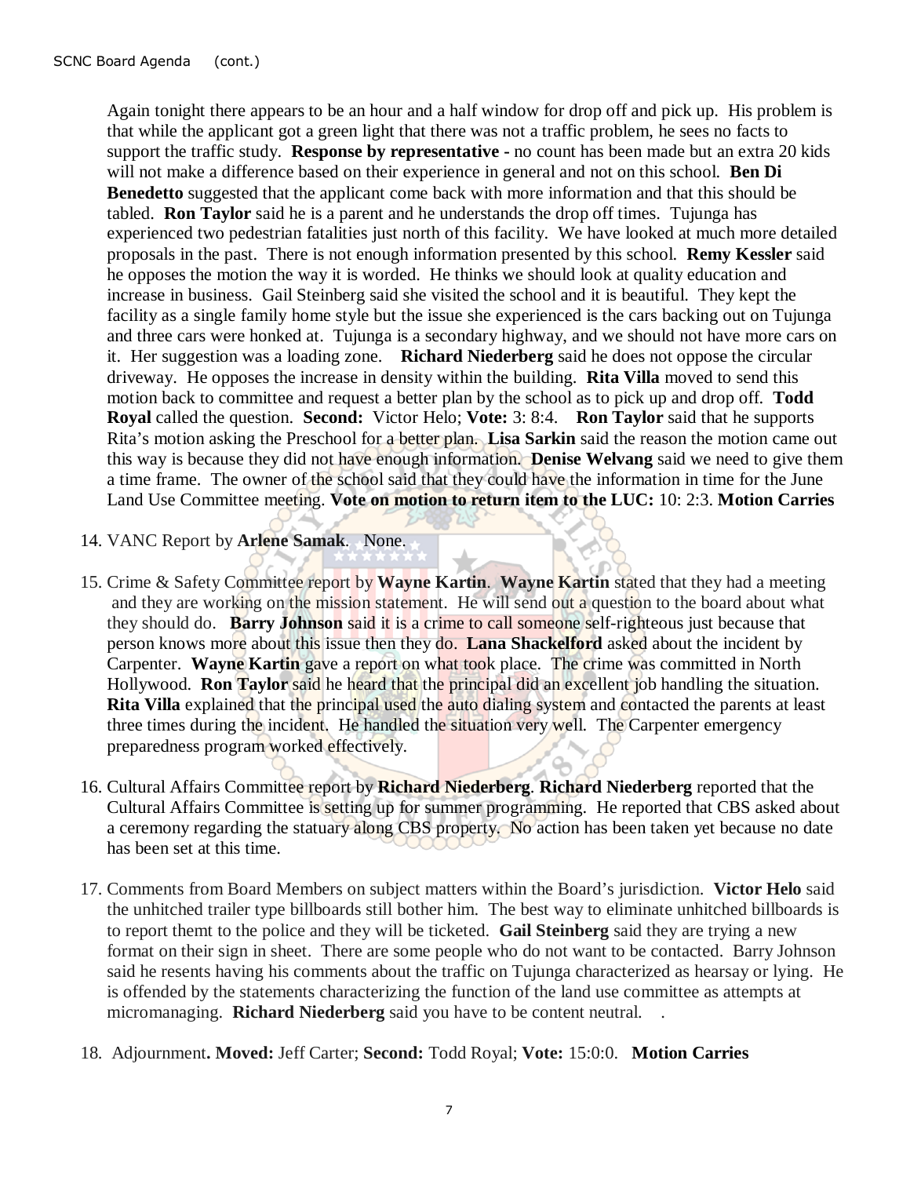Again tonight there appears to be an hour and a half window for drop off and pick up. His problem is that while the applicant got a green light that there was not a traffic problem, he sees no facts to support the traffic study. **Response by representative -** no count has been made but an extra 20 kids will not make a difference based on their experience in general and not on this school. **Ben Di Benedetto** suggested that the applicant come back with more information and that this should be tabled. **Ron Taylor** said he is a parent and he understands the drop off times. Tujunga has experienced two pedestrian fatalities just north of this facility. We have looked at much more detailed proposals in the past. There is not enough information presented by this school. **Remy Kessler** said he opposes the motion the way it is worded. He thinks we should look at quality education and increase in business. Gail Steinberg said she visited the school and it is beautiful. They kept the facility as a single family home style but the issue she experienced is the cars backing out on Tujunga and three cars were honked at. Tujunga is a secondary highway, and we should not have more cars on it. Her suggestion was a loading zone. **Richard Niederberg** said he does not oppose the circular driveway. He opposes the increase in density within the building. **Rita Villa** moved to send this motion back to committee and request a better plan by the school as to pick up and drop off. **Todd Royal** called the question. **Second:** Victor Helo; **Vote:** 3: 8:4. **Ron Taylor** said that he supports Rita's motion asking the Preschool for a better plan. **Lisa Sarkin** said the reason the motion came out this way is because they did not have enough information. **Denise Welvang** said we need to give them a time frame. The owner of the school said that they could have the information in time for the June Land Use Committee meeting. **Vote on motion to return item to the LUC:** 10: 2:3. **Motion Carries**

14. VANC Report by **Arlene Samak**. None.

15. Crime & Safety Committee report by **Wayne Kartin**. **Wayne Kartin** stated that they had a meeting and they are working on the mission statement. He will send out a question to the board about what they should do. **Barry Johnson** said it is a crime to call someone self-righteous just because that person knows more about this issue then they do. **Lana Shackelford** asked about the incident by Carpenter. **Wayne Kartin** gave a report on what took place. The crime was committed in North Hollywood. **Ron Taylor** said he heard that the principal did an excellent job handling the situation. **Rita Villa** explained that the principal used the auto dialing system and contacted the parents at least three times during the incident. He handled the situation very well. The Carpenter emergency preparedness program worked effectively.

16. Cultural Affairs Committee report by **Richard Niederberg**. **Richard Niederberg** reported that the Cultural Affairs Committee is setting up for summer programming. He reported that CBS asked about a ceremony regarding the statuary along CBS property. No action has been taken yet because no date has been set at this time.

17. Comments from Board Members on subject matters within the Board's jurisdiction. **Victor Helo** said the unhitched trailer type billboards still bother him. The best way to eliminate unhitched billboards is to report themt to the police and they will be ticketed. **Gail Steinberg** said they are trying a new format on their sign in sheet. There are some people who do not want to be contacted. Barry Johnson said he resents having his comments about the traffic on Tujunga characterized as hearsay or lying. He is offended by the statements characterizing the function of the land use committee as attempts at micromanaging. **Richard Niederberg** said you have to be content neutral. .

18. Adjournment**. Moved:** Jeff Carter; **Second:** Todd Royal; **Vote:** 15:0:0. **Motion Carries**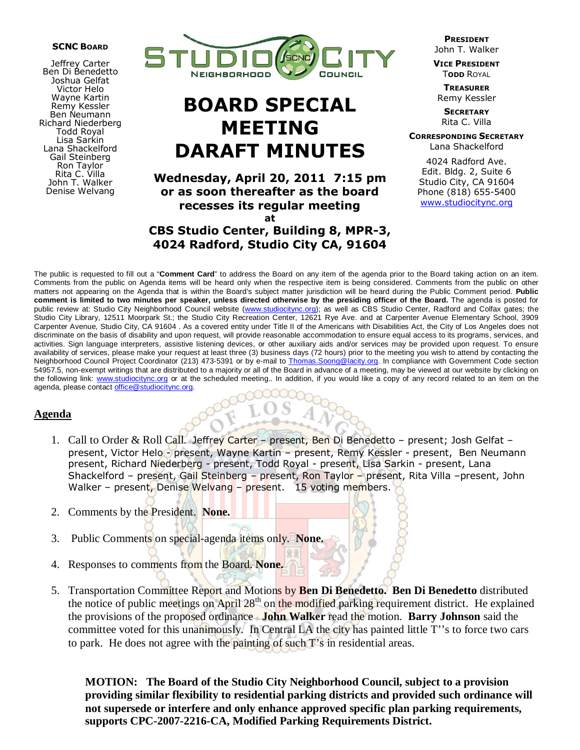**SCNC BOARD**

Jeffrey Carter
Ben Di Benedetto
Joshua Gelfat
Victor Helo
Wayne Kartin
Remy Kessler
Ben Neumann
Richard Niederberg
Todd Royal
Lisa Sarkin
Lana Shackelford
Gail Steinberg
Ron Taylor
Rita C. Villa
John T. Walker
Denise Welvang

STUDIO CITY NEIGHBORHOOD COUNCIL

# BOARD SPECIAL MEETING DARAFT MINUTES

**Wednesday, April 20, 2011 7:15 pm or as soon thereafter as the board recesses its regular meeting at CBS Studio Center, Building 8, MPR-3, 4024 Radford, Studio City CA, 91604**

**PRESIDENT**
John T. Walker

**VICE PRESIDENT**
TODD ROYAL

**TREASURER**
Remy Kessler

**SECRETARY**
Rita C. Villa

**CORRESPONDING SECRETARY**
Lana Shackelford

4024 Radford Ave.
Edit. Bldg. 2, Suite 6
Studio City, CA 91604
Phone (818) 655-5400
www.studiocitync.org

The public is requested to fill out a "**Comment Card**" to address the Board on any item of the agenda prior to the Board taking action on an item. Comments from the public on Agenda items will be heard only when the respective item is being considered. Comments from the public on other matters not appearing on the Agenda that is within the Board's subject matter jurisdiction will be heard during the Public Comment period. **Public comment is limited to two minutes per speaker, unless directed otherwise by the presiding officer of the Board.** The agenda is posted for public review at: Studio City Neighborhood Council website (www.studiocitync.org); as well as CBS Studio Center, Radford and Colfax gates; the Studio City Library, 12511 Moorpark St.; the Studio City Recreation Center, 12621 Rye Ave. and at Carpenter Avenue Elementary School, 3909 Carpenter Avenue, Studio City, CA 91604 . As a covered entity under Title II of the Americans with Disabilities Act, the City of Los Angeles does not discriminate on the basis of disability and upon request, will provide reasonable accommodation to ensure equal access to its programs, services, and activities. Sign language interpreters, assistive listening devices, or other auxiliary aids and/or services may be provided upon request. To ensure availability of services, please make your request at least three (3) business days (72 hours) prior to the meeting you wish to attend by contacting the Neighborhood Council Project Coordinator (213) 473-5391 or by e-mail to Thomas.Soong@lacity.org. In compliance with Government Code section 54957.5, non-exempt writings that are distributed to a majority or all of the Board in advance of a meeting, may be viewed at our website by clicking on the following link: www.studiocitync.org or at the scheduled meeting.. In addition, if you would like a copy of any record related to an item on the agenda, please contact office@studiocitync.org.

## Agenda

1. Call to Order & Roll Call. Jeffrey Carter – present, Ben Di Benedetto – present; Josh Gelfat – present, Victor Helo - present, Wayne Kartin – present, Remy Kessler - present, Ben Neumann present, Richard Niederberg - present, Todd Royal - present, Lisa Sarkin - present, Lana Shackelford – present, Gail Steinberg – present, Ron Taylor – present, Rita Villa –present, John Walker – present, Denise Welvang – present. 15 voting members.

2. Comments by the President. **None.**

3. Public Comments on special-agenda items only. **None.**

4. Responses to comments from the Board. **None.**

5. Transportation Committee Report and Motions by **Ben Di Benedetto. Ben Di Benedetto** distributed the notice of public meetings on April 28th on the modified parking requirement district. He explained the provisions of the proposed ordinance. **John Walker** read the motion. **Barry Johnson** said the committee voted for this unanimously. In Central LA the city has painted little T''s to force two cars to park. He does not agree with the painting of such T's in residential areas.

**MOTION: The Board of the Studio City Neighborhood Council, subject to a provision providing similar flexibility to residential parking districts and provided such ordinance will not supersede or interfere and only enhance approved specific plan parking requirements, supports CPC-2007-2216-CA, Modified Parking Requirements District.**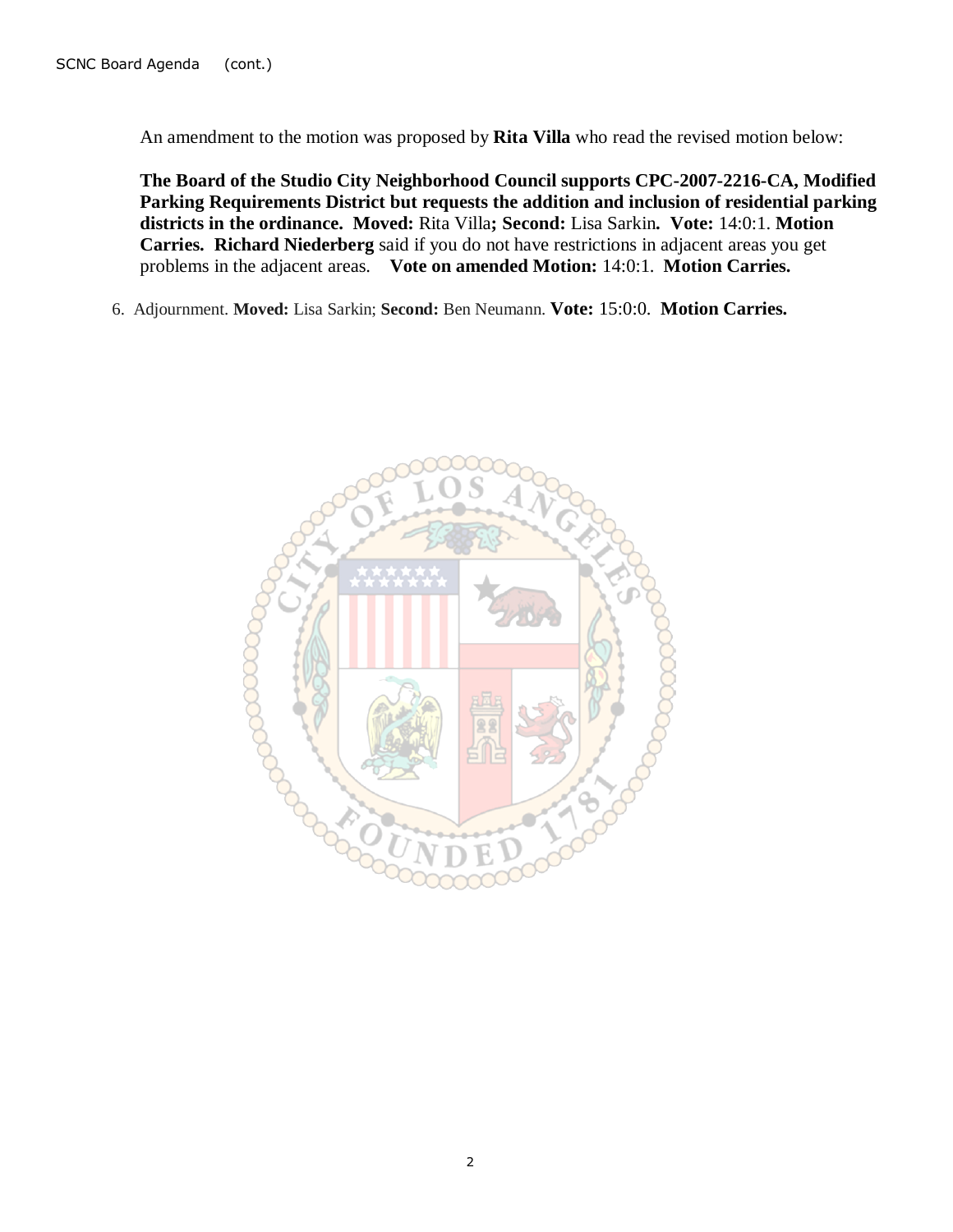An amendment to the motion was proposed by **Rita Villa** who read the revised motion below:

**The Board of the Studio City Neighborhood Council supports CPC-2007-2216-CA, Modified Parking Requirements District but requests the addition and inclusion of residential parking districts in the ordinance. Moved:** Rita Villa**; Second:** Lisa Sarkin**. Vote:** 14:0:1. **Motion Carries. Richard Niederberg** said if you do not have restrictions in adjacent areas you get problems in the adjacent areas. **Vote on amended Motion:** 14:0:1. **Motion Carries.**

6. Adjournment. **Moved:** Lisa Sarkin; **Second:** Ben Neumann. **Vote:** 15:0:0. **Motion Carries.**